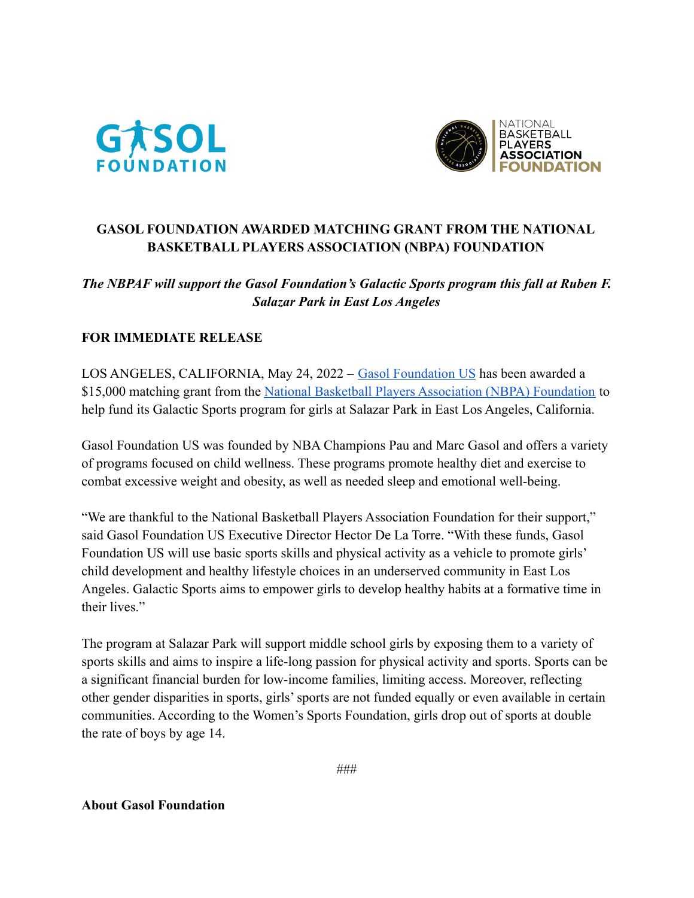# GASOL FOUNDATION AWARDED MATCHING GRANT FROM THE NATIONAL BASKETBALL PLAYERS ASSOCIATION (NBPA) FOUNDATION

***The NBPAF will support the Gasol Foundation's Galactic Sports program this fall at Ruben F. Salazar Park in East Los Angeles***

**FOR IMMEDIATE RELEASE**

LOS ANGELES, CALIFORNIA, May 24, 2022 – Gasol Foundation US has been awarded a $15,000 matching grant from the National Basketball Players Association (NBPA) Foundation to help fund its Galactic Sports program for girls at Salazar Park in East Los Angeles, California.

Gasol Foundation US was founded by NBA Champions Pau and Marc Gasol and offers a variety of programs focused on child wellness. These programs promote healthy diet and exercise to combat excessive weight and obesity, as well as needed sleep and emotional well-being.

"We are thankful to the National Basketball Players Association Foundation for their support," said Gasol Foundation US Executive Director Hector De La Torre. "With these funds, Gasol Foundation US will use basic sports skills and physical activity as a vehicle to promote girls' child development and healthy lifestyle choices in an underserved community in East Los Angeles. Galactic Sports aims to empower girls to develop healthy habits at a formative time in their lives."

The program at Salazar Park will support middle school girls by exposing them to a variety of sports skills and aims to inspire a life-long passion for physical activity and sports. Sports can be a significant financial burden for low-income families, limiting access. Moreover, reflecting other gender disparities in sports, girls' sports are not funded equally or even available in certain communities. According to the Women's Sports Foundation, girls drop out of sports at double the rate of boys by age 14.

###

**About Gasol Foundation**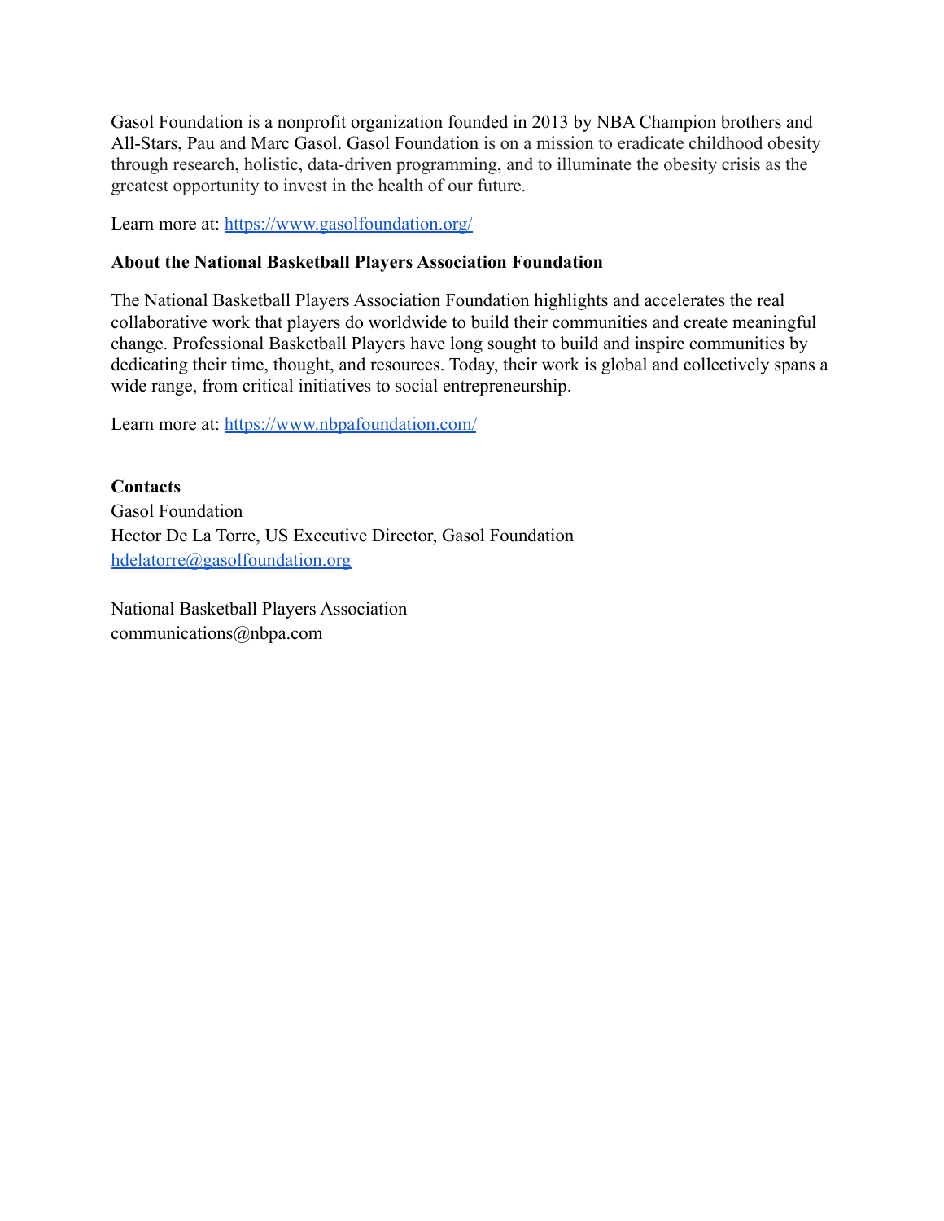Gasol Foundation is a nonprofit organization founded in 2013 by NBA Champion brothers and All-Stars, Pau and Marc Gasol. Gasol Foundation is on a mission to eradicate childhood obesity through research, holistic, data-driven programming, and to illuminate the obesity crisis as the greatest opportunity to invest in the health of our future.

Learn more at: [https://www.gasolfoundation.org/](https://www.gasolfoundation.org/)

**About the National Basketball Players Association Foundation**

The National Basketball Players Association Foundation highlights and accelerates the real collaborative work that players do worldwide to build their communities and create meaningful change. Professional Basketball Players have long sought to build and inspire communities by dedicating their time, thought, and resources. Today, their work is global and collectively spans a wide range, from critical initiatives to social entrepreneurship.

Learn more at: [https://www.nbpafoundation.com/](https://www.nbpafoundation.com/)

**Contacts**

Gasol Foundation
Hector De La Torre, US Executive Director, Gasol Foundation
[hdelatorre@gasolfoundation.org](mailto:hdelatorre@gasolfoundation.org)

National Basketball Players Association
communications@nbpa.com